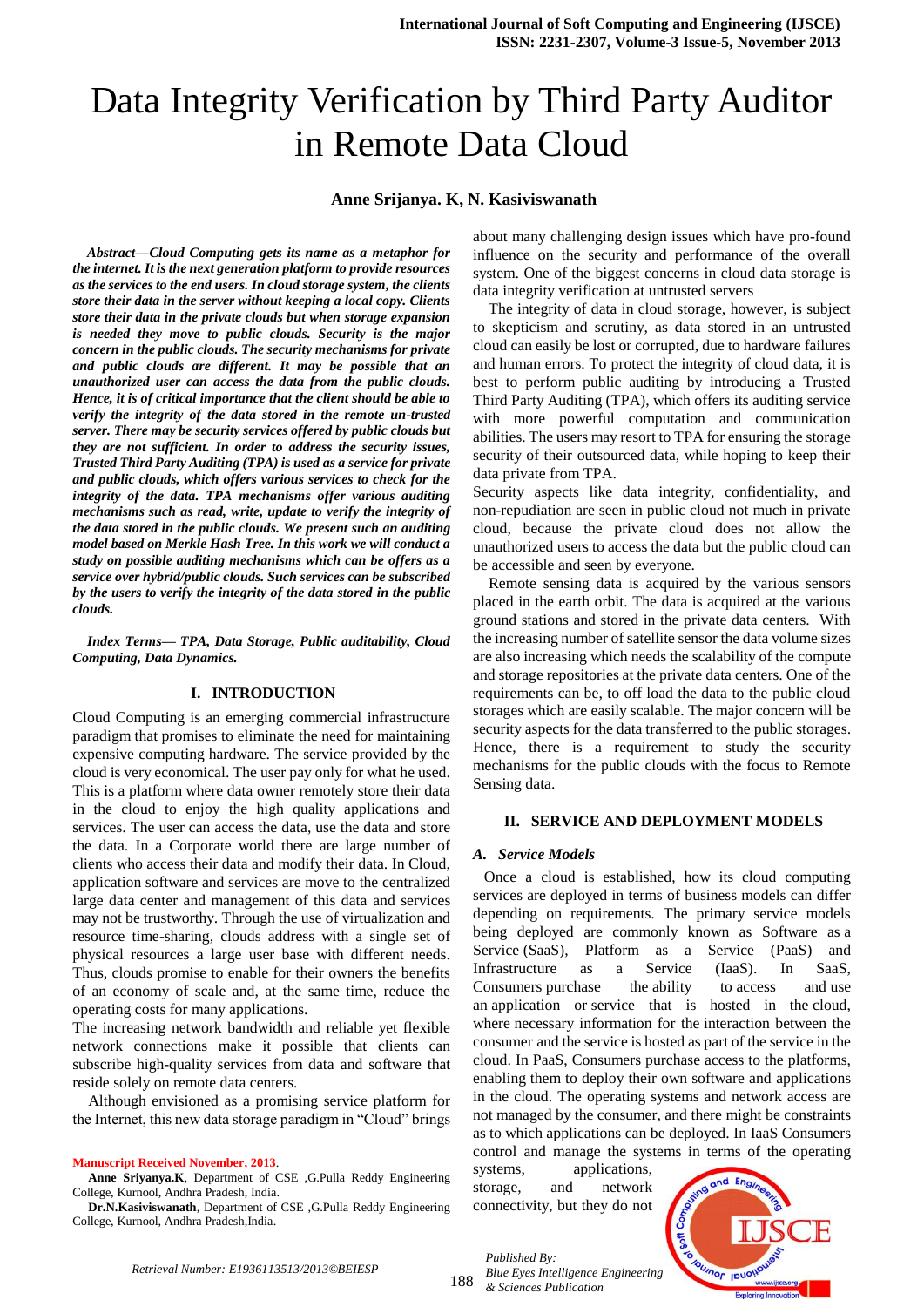# Data Integrity Verification by Third Party Auditor in Remote Data Cloud

**Anne Srijanya. K, N. Kasiviswanath**

***Abstract—Cloud Computing gets its name as a metaphor for the internet. It is the next generation platform to provide resources as the services to the end users. In cloud storage system, the clients store their data in the server without keeping a local copy. Clients store their data in the private clouds but when storage expansion is needed they move to public clouds. Security is the major concern in the public clouds. The security mechanisms for private and public clouds are different. It may be possible that an unauthorized user can access the data from the public clouds. Hence, it is of critical importance that the client should be able to verify the integrity of the data stored in the remote un-trusted server. There may be security services offered by public clouds but they are not sufficient. In order to address the security issues, Trusted Third Party Auditing (TPA) is used as a service for private and public clouds, which offers various services to check for the integrity of the data. TPA mechanisms offer various auditing mechanisms such as read, write, update to verify the integrity of the data stored in the public clouds. We present such an auditing model based on Merkle Hash Tree. In this work we will conduct a study on possible auditing mechanisms which can be offers as a service over hybrid/public clouds. Such services can be subscribed by the users to verify the integrity of the data stored in the public clouds.***

***Index Terms— TPA, Data Storage, Public auditability, Cloud Computing, Data Dynamics.***

## I. INTRODUCTION

Cloud Computing is an emerging commercial infrastructure paradigm that promises to eliminate the need for maintaining expensive computing hardware. The service provided by the cloud is very economical. The user pay only for what he used. This is a platform where data owner remotely store their data in the cloud to enjoy the high quality applications and services. The user can access the data, use the data and store the data. In a Corporate world there are large number of clients who access their data and modify their data. In Cloud, application software and services are move to the centralized large data center and management of this data and services may not be trustworthy. Through the use of virtualization and resource time-sharing, clouds address with a single set of physical resources a large user base with different needs. Thus, clouds promise to enable for their owners the benefits of an economy of scale and, at the same time, reduce the operating costs for many applications.

The increasing network bandwidth and reliable yet flexible network connections make it possible that clients can subscribe high-quality services from data and software that reside solely on remote data centers.

Although envisioned as a promising service platform for the Internet, this new data storage paradigm in "Cloud" brings about many challenging design issues which have pro-found influence on the security and performance of the overall system. One of the biggest concerns in cloud data storage is data integrity verification at untrusted servers

The integrity of data in cloud storage, however, is subject to skepticism and scrutiny, as data stored in an untrusted cloud can easily be lost or corrupted, due to hardware failures and human errors. To protect the integrity of cloud data, it is best to perform public auditing by introducing a Trusted Third Party Auditing (TPA), which offers its auditing service with more powerful computation and communication abilities. The users may resort to TPA for ensuring the storage security of their outsourced data, while hoping to keep their data private from TPA.

Security aspects like data integrity, confidentiality, and non-repudiation are seen in public cloud not much in private cloud, because the private cloud does not allow the unauthorized users to access the data but the public cloud can be accessible and seen by everyone.

Remote sensing data is acquired by the various sensors placed in the earth orbit. The data is acquired at the various ground stations and stored in the private data centers. With the increasing number of satellite sensor the data volume sizes are also increasing which needs the scalability of the compute and storage repositories at the private data centers. One of the requirements can be, to off load the data to the public cloud storages which are easily scalable. The major concern will be security aspects for the data transferred to the public storages. Hence, there is a requirement to study the security mechanisms for the public clouds with the focus to Remote Sensing data.

## II. SERVICE AND DEPLOYMENT MODELS

### *A. Service Models*

Once a cloud is established, how its cloud computing services are deployed in terms of business models can differ depending on requirements. The primary service models being deployed are commonly known as Software as a Service (SaaS), Platform as a Service (PaaS) and Infrastructure as a Service (IaaS). In SaaS, Consumers purchase the ability to access and use an application or service that is hosted in the cloud, where necessary information for the interaction between the consumer and the service is hosted as part of the service in the cloud. In PaaS, Consumers purchase access to the platforms, enabling them to deploy their own software and applications in the cloud. The operating systems and network access are not managed by the consumer, and there might be constraints as to which applications can be deployed. In IaaS Consumers control and manage the systems in terms of the operating systems, applications, storage, and network connectivity, but they do not

Manuscript Received November, 2013.

**Anne Sriyanya.K**, Department of CSE ,G.Pulla Reddy Engineering College, Kurnool, Andhra Pradesh, India.

**Dr.N.Kasiviswanath**, Department of CSE ,G.Pulla Reddy Engineering College, Kurnool, Andhra Pradesh,India.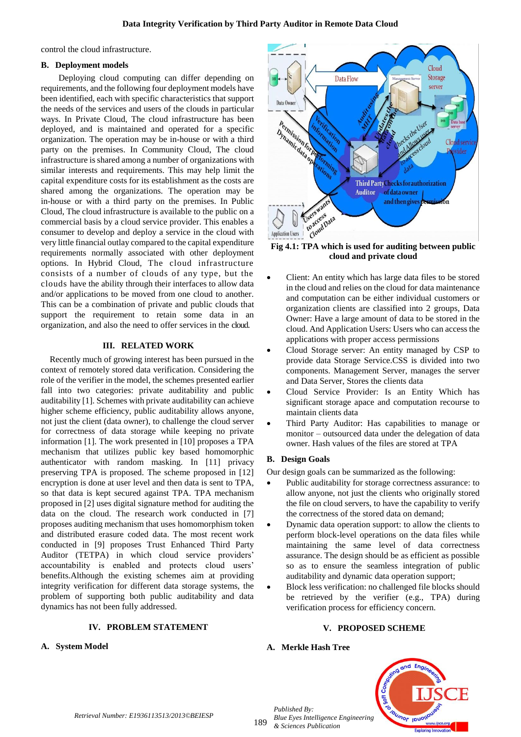control the cloud infrastructure.

### B. Deployment models

Deploying cloud computing can differ depending on requirements, and the following four deployment models have been identified, each with specific characteristics that support the needs of the services and users of the clouds in particular ways. In Private Cloud, The cloud infrastructure has been deployed, and is maintained and operated for a specific organization. The operation may be in-house or with a third party on the premises. In Community Cloud, The cloud infrastructure is shared among a number of organizations with similar interests and requirements. This may help limit the capital expenditure costs for its establishment as the costs are shared among the organizations. The operation may be in-house or with a third party on the premises. In Public Cloud, The cloud infrastructure is available to the public on a commercial basis by a cloud service provider. This enables a consumer to develop and deploy a service in the cloud with very little financial outlay compared to the capital expenditure requirements normally associated with other deployment options. In Hybrid Cloud, The cloud infrastructure consists of a number of clouds of any type, but the clouds have the ability through their interfaces to allow data and/or applications to be moved from one cloud to another. This can be a combination of private and public clouds that support the requirement to retain some data in an organization, and also the need to offer services in the cloud.

## III. RELATED WORK

Recently much of growing interest has been pursued in the context of remotely stored data verification. Considering the role of the verifier in the model, the schemes presented earlier fall into two categories: private auditability and public auditability [1]. Schemes with private auditability can achieve higher scheme efficiency, public auditability allows anyone, not just the client (data owner), to challenge the cloud server for correctness of data storage while keeping no private information [1]. The work presented in [10] proposes a TPA mechanism that utilizes public key based homomorphic authenticator with random masking. In [11] privacy preserving TPA is proposed. The scheme proposed in [12] encryption is done at user level and then data is sent to TPA, so that data is kept secured against TPA. TPA mechanism proposed in [2] uses digital signature method for auditing the data on the cloud. The research work conducted in [7] proposes auditing mechanism that uses homomorphism token and distributed erasure coded data. The most recent work conducted in [9] proposes Trust Enhanced Third Party Auditor (TETPA) in which cloud service providers' accountability is enabled and protects cloud users' benefits.Although the existing schemes aim at providing integrity verification for different data storage systems, the problem of supporting both public auditability and data dynamics has not been fully addressed.

## IV. PROBLEM STATEMENT

### A. System Model

Fig 4.1: TPA which is used for auditing between public cloud and private cloud

- Client: An entity which has large data files to be stored in the cloud and relies on the cloud for data maintenance and computation can be either individual customers or organization clients are classified into 2 groups, Data Owner: Have a large amount of data to be stored in the cloud. And Application Users: Users who can access the applications with proper access permissions
- Cloud Storage server: An entity managed by CSP to provide data Storage Service.CSS is divided into two components. Management Server, manages the server and Data Server, Stores the clients data
- Cloud Service Provider: Is an Entity Which has significant storage apace and computation recourse to maintain clients data
- Third Party Auditor: Has capabilities to manage or monitor – outsourced data under the delegation of data owner. Hash values of the files are stored at TPA

### B. Design Goals

Our design goals can be summarized as the following:

- Public auditability for storage correctness assurance: to allow anyone, not just the clients who originally stored the file on cloud servers, to have the capability to verify the correctness of the stored data on demand;
- Dynamic data operation support: to allow the clients to perform block-level operations on the data files while maintaining the same level of data correctness assurance. The design should be as efficient as possible so as to ensure the seamless integration of public auditability and dynamic data operation support;
- Block less verification: no challenged file blocks should be retrieved by the verifier (e.g., TPA) during verification process for efficiency concern.

## V. PROPOSED SCHEME

### A. Merkle Hash Tree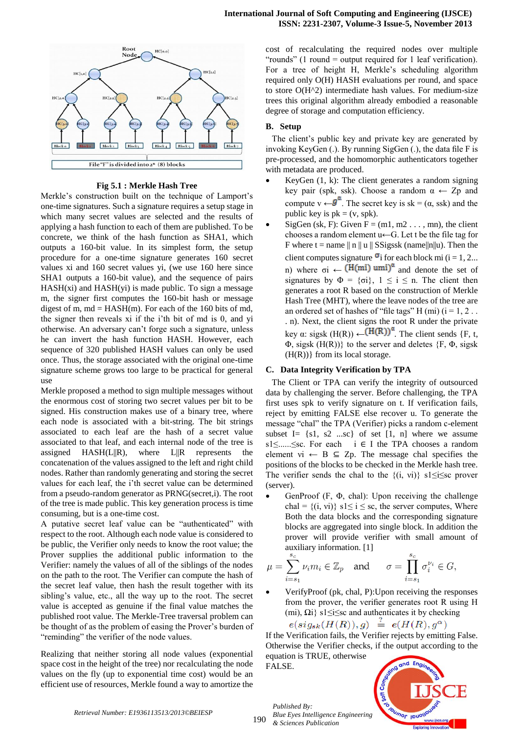Fig 5.1 : Merkle Hash Tree

Merkle's construction built on the technique of Lamport's one-time signatures. Such a signature requires a setup stage in which many secret values are selected and the results of applying a hash function to each of them are published. To be concrete, we think of the hash function as SHA1, which outputs a 160-bit value. In its simplest form, the setup procedure for a one-time signature generates 160 secret values xi and 160 secret values yi, (we use 160 here since SHA1 outputs a 160-bit value), and the sequence of pairs HASH(xi) and HASH(yi) is made public. To sign a message m, the signer first computes the 160-bit hash or message digest of m, md = HASH(m). For each of the 160 bits of md, the signer then reveals xi if the i'th bit of md is 0, and yi otherwise. An adversary can't forge such a signature, unless he can invert the hash function HASH. However, each sequence of 320 published HASH values can only be used once. Thus, the storage associated with the original one-time signature scheme grows too large to be practical for general use

Merkle proposed a method to sign multiple messages without the enormous cost of storing two secret values per bit to be signed. His construction makes use of a binary tree, where each node is associated with a bit-string. The bit strings associated to each leaf are the hash of a secret value associated to that leaf, and each internal node of the tree is assigned HASH(L||R), where L||R represents the concatenation of the values assigned to the left and right child nodes. Rather than randomly generating and storing the secret values for each leaf, the i'th secret value can be determined from a pseudo-random generator as PRNG(secret,i). The root of the tree is made public. This key generation process is time consuming, but is a one-time cost.

A putative secret leaf value can be "authenticated" with respect to the root. Although each node value is considered to be public, the Verifier only needs to know the root value; the Prover supplies the additional public information to the Verifier: namely the values of all of the siblings of the nodes on the path to the root. The Verifier can compute the hash of the secret leaf value, then hash the result together with its sibling's value, etc., all the way up to the root. The secret value is accepted as genuine if the final value matches the published root value. The Merkle-Tree traversal problem can be thought of as the problem of easing the Prover's burden of "reminding" the verifier of the node values.

Realizing that neither storing all node values (exponential space cost in the height of the tree) nor recalculating the node values on the fly (up to exponential time cost) would be an efficient use of resources, Merkle found a way to amortize the cost of recalculating the required nodes over multiple "rounds" (1 round = output required for 1 leaf verification). For a tree of height H, Merkle's scheduling algorithm required only O(H) HASH evaluations per round, and space to store O(H^2) intermediate hash values. For medium-size trees this original algorithm already embodied a reasonable degree of storage and computation efficiency.

### B. Setup

The client's public key and private key are generated by invoking KeyGen (.). By running SigGen (.), the data file F is pre-processed, and the homomorphic authenticators together with metadata are produced.

- KeyGen (1, k): The client generates a random signing key pair (spk, ssk). Choose a random $\alpha \leftarrow Zp$ and compute $v \leftarrow g^{\alpha}$. The secret key is sk = ($\alpha$, ssk) and the public key is pk = (v, spk).
- SigGen (sk, F): Given F = (m1, m2 . . . , mn), the client chooses a random element u←G. Let t be the file tag for F where t = name || n || u || SSigssk (name||n||u). Then the client computes signature $\sigma_i$ for each block mi (i = 1, 2... n) where $\sigma_i \leftarrow (H(m_i)\, u^{m_i})^{\alpha}$ and denote the set of signatures by $\Phi = \{\sigma_i\}$, $1 \le i \le n$. The client then generates a root R based on the construction of Merkle Hash Tree (MHT), where the leave nodes of the tree are an ordered set of hashes of "file tags" H (mi) (i = 1, 2 . . . n). Next, the client signs the root R under the private key $\alpha$: sigsk (H(R)) $\leftarrow (H(R))^{\alpha}$. The client sends {F, t, Φ, sigsk (H(R))} to the server and deletes {F, Φ, sigsk (H(R))} from its local storage.

### C. Data Integrity Verification by TPA

The Client or TPA can verify the integrity of outsourced data by challenging the server. Before challenging, the TPA first uses spk to verify signature on t. If verification fails, reject by emitting FALSE else recover u. To generate the message "chal" the TPA (Verifier) picks a random c-element subset I= {s1, s2 ...sc} of set [1, n] where we assume s1≤......≤sc. For each i ∈ I the TPA chooses a random element vi ← B ⊆ Zp. The message chal specifies the positions of the blocks to be checked in the Merkle hash tree. The verifier sends the chal to the {(i, vi)} s1≤i≤sc prover (server).

- GenProof (F, Φ, chal): Upon receiving the challenge chal = {(i, vi)} s1≤ i ≤ sc, the server computes, Where Both the data blocks and the corresponding signature blocks are aggregated into single block. In addition the prover will provide verifier with small amount of auxiliary information. [1]

$$\mu = \sum_{i=s_1}^{s_c} \nu_i m_i \in \mathbb{Z}_p \quad \text{and} \quad \sigma = \prod_{i=s_1}^{s_c} \sigma_i^{\nu_i} \in G,$$

- VerifyProof (pk, chal, P):Upon receiving the responses from the prover, the verifier generates root R using H (mi), Ωi} s1≤i≤sc and authenticates it by checking

$$e(sig_{sk}(H(R)), g) \stackrel{?}{=} e(H(R), g^{\alpha})$$

If the Verification fails, the Verifier rejects by emitting False. Otherwise the Verifier checks, if the output according to the equation is TRUE, otherwise FALSE.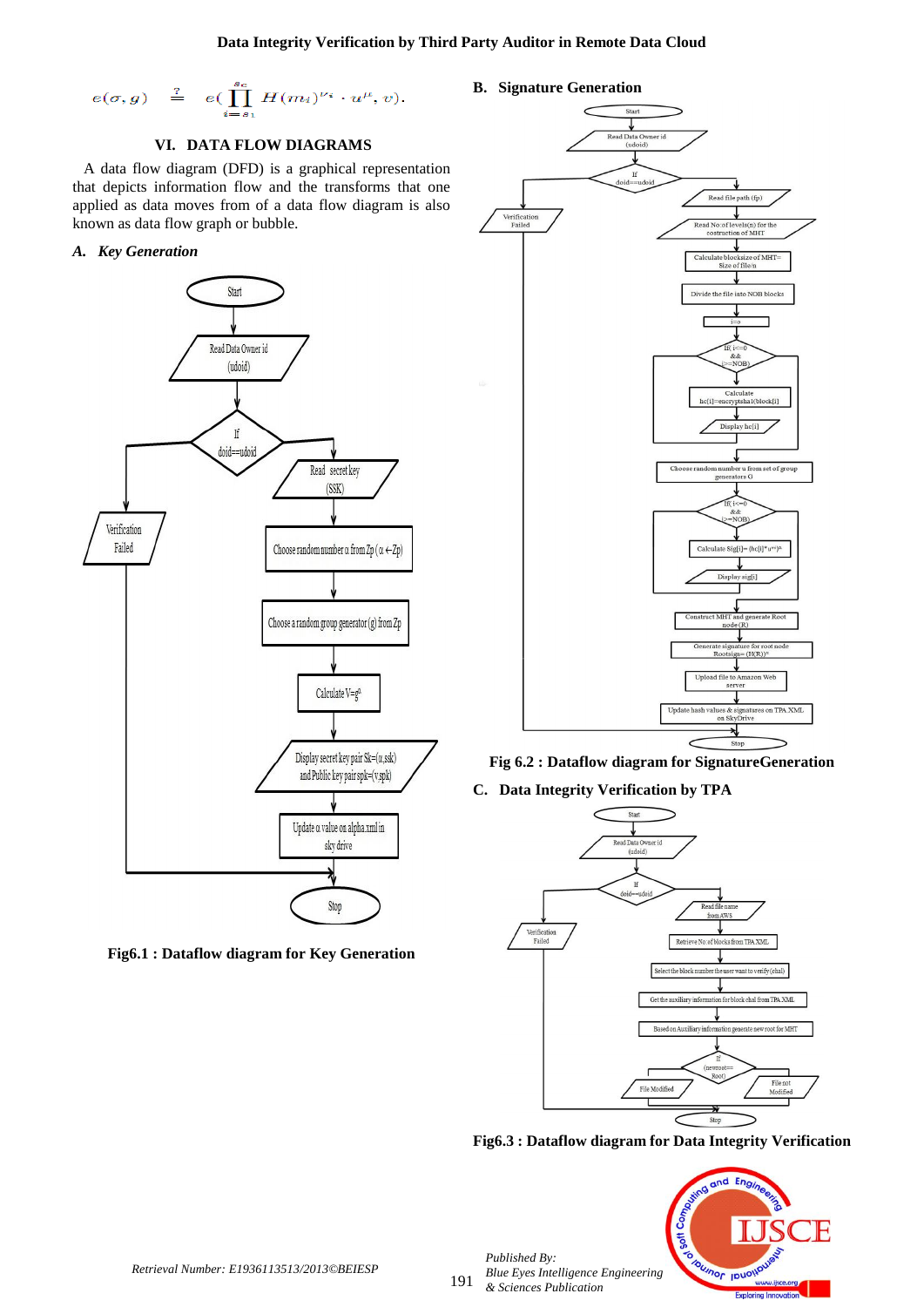$$e(\sigma, g) \stackrel{?}{=} e(\prod_{i=s_1}^{s_c} H(m_i)^{\nu_i} \cdot u^{\mu}, v).$$

## VI. DATA FLOW DIAGRAMS

A data flow diagram (DFD) is a graphical representation that depicts information flow and the transforms that one applied as data moves from of a data flow diagram is also known as data flow graph or bubble.

### *A. Key Generation*

Start → Read Data Owner id (udoid) → If doid==udoid → Read secret key (SSK) → Choose random number α from Zp (α←Zp) → Choose a random group generator (g) from Zp → Calculate $V=g^{\alpha}$ → Display secret key pair Sk=(α,ssk) and Public key pair spk=(v,spk) → Update α value on alpha.xml in sky drive → Stop

Verification Failed

**Fig6.1 : Dataflow diagram for Key Generation**

### B. Signature Generation

Start → Read Data Owner id (udoid) → If doid==udoid → Read file path (fp) → Read No.of levels(n) for the costruction of MHT → Calculate blocksize of MHT= Size of file/n → Divide the file into NOB blocks → i=o → If( i<=0 && i>=NOB) → Calculate hc[i]=encryptsha1(block[i]) → Display hc[i] → Choose random number u from set of group generators G → If( i<=0 && i>=NOB) → Calculate Sig[i]= (hc[i]\*u^m)^α → Display sig[i] → Construct MHT and generate Root node (R) → Generate signature for root node Rootsign= (H(R))^α → Upload file to Amazon Web server → Update hash values & signatures on TPA XML on SkyDrive → Stop

Verification Failed

**Fig 6.2 : Dataflow diagram for SignatureGeneration**

### C. Data Integrity Verification by TPA

Start → Read Data Owner id (udoid) → If doid==udoid → Read file name from AWS → Retrieve No. of blocks from TPA XML → Select the block number the user want to verify (chal) → Get the auxiliary information for block chal from TPA XML → Based on Auxiliary information generate new root for MHT → If (newroot== Root) → File Modified / File not Modified → Stop

Verification Failed

**Fig6.3 : Dataflow diagram for Data Integrity Verification**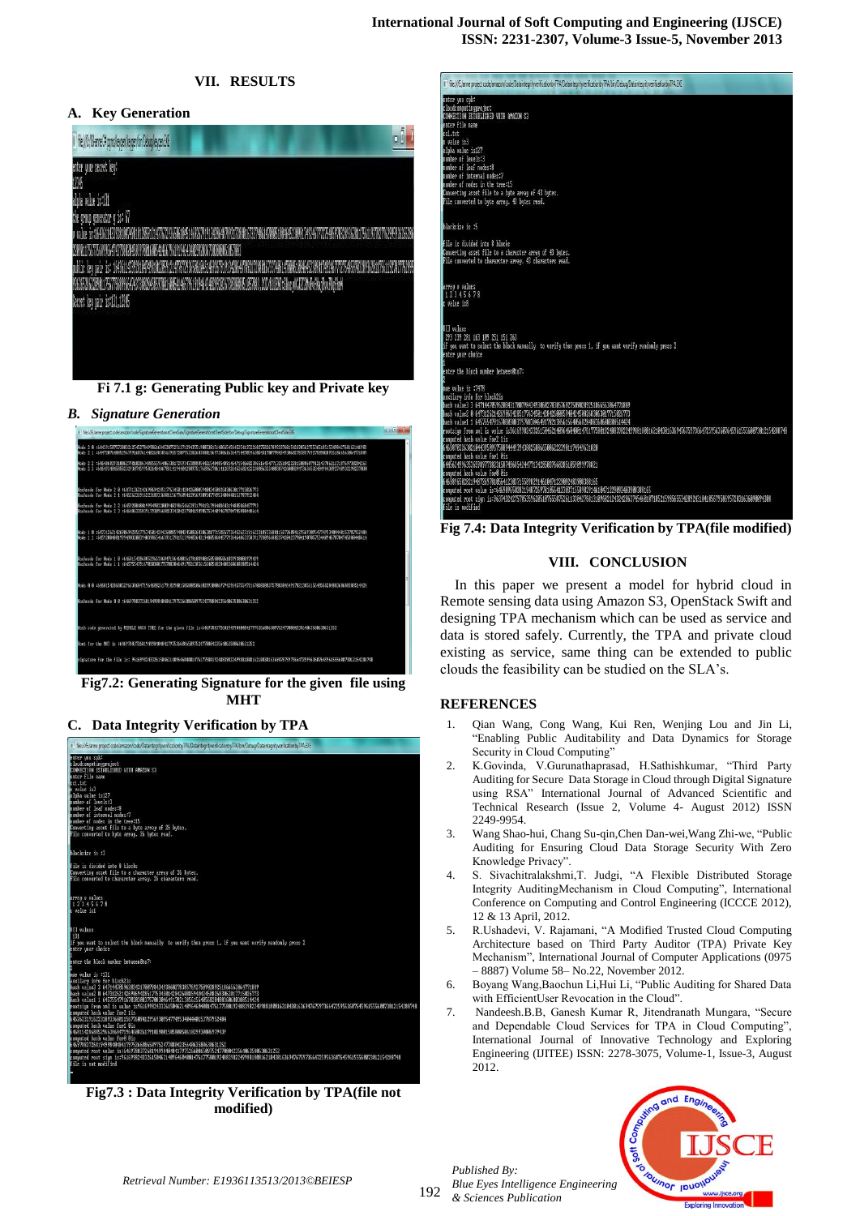## VII. RESULTS

### A. Key Generation

Fi 7.1 g: Generating Public key and Private key

### B. *Signature Generation*

Fig7.2: Generating Signature for the given file using MHT

### C. Data Integrity Verification by TPA

Fig7.3 : Data Integrity Verification by TPA(file not modified)

Fig 7.4: Data Integrity Verification by TPA(file modified)

## VIII. CONCLUSION

In this paper we present a model for hybrid cloud in Remote sensing data using Amazon S3, OpenStack Swift and designing TPA mechanism which can be used as service and data is stored safely. Currently, the TPA and private cloud existing as service, same thing can be extended to public clouds the feasibility can be studied on the SLA's.

## REFERENCES

1. Qian Wang, Cong Wang, Kui Ren, Wenjing Lou and Jin Li, "Enabling Public Auditability and Data Dynamics for Storage Security in Cloud Computing"
2. K.Govinda, V.Gurunathaprasad, H.Sathishkumar, "Third Party Auditing for Secure Data Storage in Cloud through Digital Signature using RSA" International Journal of Advanced Scientific and Technical Research (Issue 2, Volume 4- August 2012) ISSN 2249-9954.
3. Wang Shao-hui, Chang Su-qin,Chen Dan-wei,Wang Zhi-we, "Public Auditing for Ensuring Cloud Data Storage Security With Zero Knowledge Privacy".
4. S. Sivachitralakshmi,T. Judgi, "A Flexible Distributed Storage Integrity AuditingMechanism in Cloud Computing", International Conference on Computing and Control Engineering (ICCCE 2012), 12 & 13 April, 2012.
5. R.Ushadevi, V. Rajamani, "A Modified Trusted Cloud Computing Architecture based on Third Party Auditor (TPA) Private Key Mechanism", International Journal of Computer Applications (0975 – 8887) Volume 58– No.22, November 2012.
6. Boyang Wang,Baochun Li,Hui Li, "Public Auditing for Shared Data with EfficientUser Revocation in the Cloud".
7. Nandeesh.B.B, Ganesh Kumar R, Jitendranath Mungara, "Secure and Dependable Cloud Services for TPA in Cloud Computing", International Journal of Innovative Technology and Exploring Engineering (IJITEE) ISSN: 2278-3075, Volume-1, Issue-3, August 2012.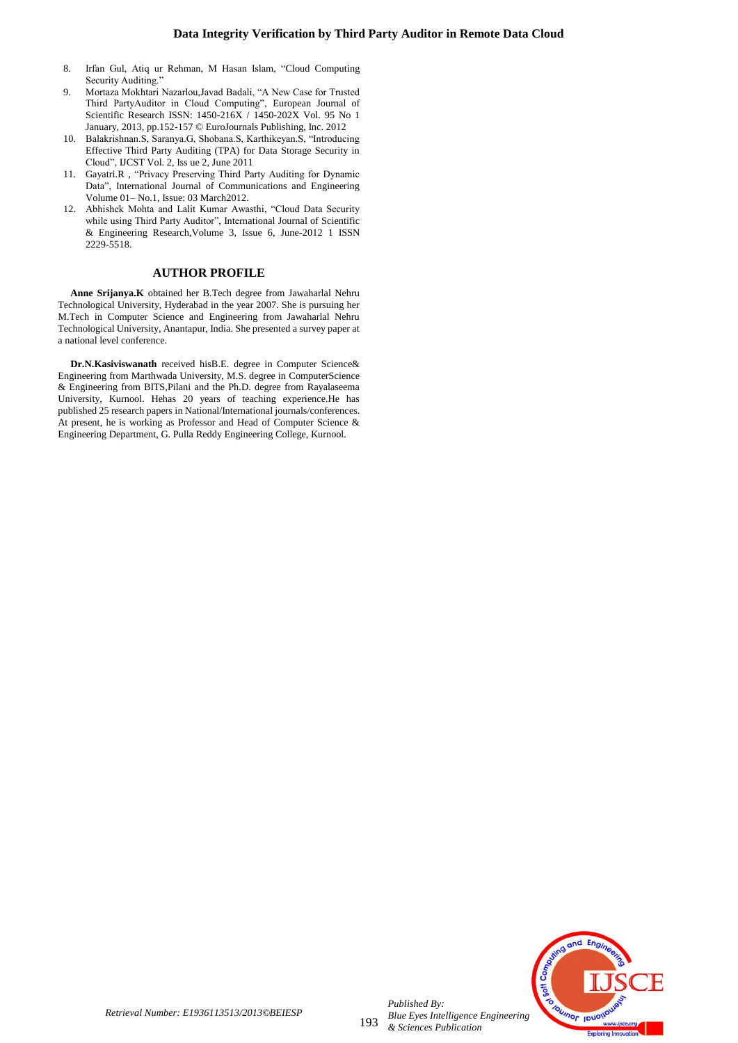8. Irfan Gul, Atiq ur Rehman, M Hasan Islam, "Cloud Computing Security Auditing."
9. Mortaza Mokhtari Nazarlou,Javad Badali, "A New Case for Trusted Third PartyAuditor in Cloud Computing", European Journal of Scientific Research ISSN: 1450-216X / 1450-202X Vol. 95 No 1 January, 2013, pp.152-157 © EuroJournals Publishing, Inc. 2012
10. Balakrishnan.S, Saranya.G, Shobana.S, Karthikeyan.S, "Introducing Effective Third Party Auditing (TPA) for Data Storage Security in Cloud", IJCST Vol. 2, Iss ue 2, June 2011
11. Gayatri.R , "Privacy Preserving Third Party Auditing for Dynamic Data", International Journal of Communications and Engineering Volume 01– No.1, Issue: 03 March2012.
12. Abhishek Mohta and Lalit Kumar Awasthi, "Cloud Data Security while using Third Party Auditor", International Journal of Scientific & Engineering Research,Volume 3, Issue 6, June-2012 1 ISSN 2229-5518.

## AUTHOR PROFILE

**Anne Srijanya.K** obtained her B.Tech degree from Jawaharlal Nehru Technological University, Hyderabad in the year 2007. She is pursuing her M.Tech in Computer Science and Engineering from Jawaharlal Nehru Technological University, Anantapur, India. She presented a survey paper at a national level conference.

**Dr.N.Kasiviswanath** received hisB.E. degree in Computer Science& Engineering from Marthwada University, M.S. degree in ComputerScience & Engineering from BITS,Pilani and the Ph.D. degree from Rayalaseema University, Kurnool. Hehas 20 years of teaching experience.He has published 25 research papers in National/International journals/conferences. At present, he is working as Professor and Head of Computer Science & Engineering Department, G. Pulla Reddy Engineering College, Kurnool.